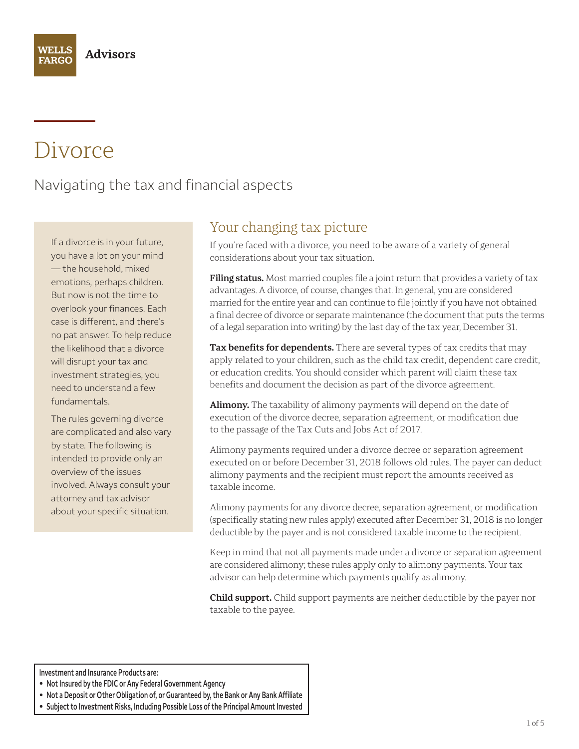WELLS FARGO **Advisors**

# Divorce

## Navigating the tax and financial aspects

If a divorce is in your future, you have a lot on your mind — the household, mixed emotions, perhaps children. But now is not the time to overlook your finances. Each case is different, and there's no pat answer. To help reduce the likelihood that a divorce will disrupt your tax and investment strategies, you need to understand a few fundamentals.

The rules governing divorce are complicated and also vary by state. The following is intended to provide only an overview of the issues involved. Always consult your attorney and tax advisor about your specific situation.

### Your changing tax picture

If you're faced with a divorce, you need to be aware of a variety of general considerations about your tax situation.

**Filing status.** Most married couples file a joint return that provides a variety of tax advantages. A divorce, of course, changes that. In general, you are considered married for the entire year and can continue to file jointly if you have not obtained a final decree of divorce or separate maintenance (the document that puts the terms of a legal separation into writing) by the last day of the tax year, December 31.

**Tax benefits for dependents.** There are several types of tax credits that may apply related to your children, such as the child tax credit, dependent care credit, or education credits. You should consider which parent will claim these tax benefits and document the decision as part of the divorce agreement.

**Alimony.** The taxability of alimony payments will depend on the date of execution of the divorce decree, separation agreement, or modification due to the passage of the Tax Cuts and Jobs Act of 2017.

Alimony payments required under a divorce decree or separation agreement executed on or before December 31, 2018 follows old rules. The payer can deduct alimony payments and the recipient must report the amounts received as taxable income.

Alimony payments for any divorce decree, separation agreement, or modification (specifically stating new rules apply) executed after December 31, 2018 is no longer deductible by the payer and is not considered taxable income to the recipient.

Keep in mind that not all payments made under a divorce or separation agreement are considered alimony; these rules apply only to alimony payments. Your tax advisor can help determine which payments qualify as alimony.

**Child support.** Child support payments are neither deductible by the payer nor taxable to the payee.

**Investment and Insurance Products are:**

- **Not Insured by the FDIC or Any Federal Government Agency**
- **Not a Deposit or Other Obligation of, or Guaranteed by, the Bank or Any Bank Affiliate**
- **Subject to Investment Risks, Including Possible Loss of the Principal Amount Invested**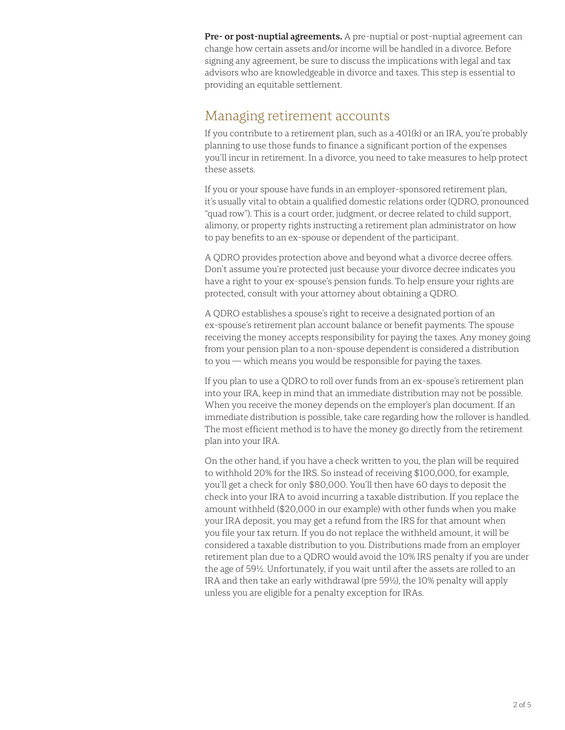**Pre- or post-nuptial agreements.** A pre-nuptial or post-nuptial agreement can change how certain assets and/or income will be handled in a divorce. Before signing any agreement, be sure to discuss the implications with legal and tax advisors who are knowledgeable in divorce and taxes. This step is essential to providing an equitable settlement.

## Managing retirement accounts

If you contribute to a retirement plan, such as a 401(k) or an IRA, you're probably planning to use those funds to finance a significant portion of the expenses you'll incur in retirement. In a divorce, you need to take measures to help protect these assets.

If you or your spouse have funds in an employer-sponsored retirement plan, it's usually vital to obtain a qualified domestic relations order (QDRO, pronounced "quad row"). This is a court order, judgment, or decree related to child support, alimony, or property rights instructing a retirement plan administrator on how to pay benefits to an ex-spouse or dependent of the participant.

A QDRO provides protection above and beyond what a divorce decree offers. Don't assume you're protected just because your divorce decree indicates you have a right to your ex-spouse's pension funds. To help ensure your rights are protected, consult with your attorney about obtaining a QDRO.

A QDRO establishes a spouse's right to receive a designated portion of an ex-spouse's retirement plan account balance or benefit payments. The spouse receiving the money accepts responsibility for paying the taxes. Any money going from your pension plan to a non-spouse dependent is considered a distribution to you — which means you would be responsible for paying the taxes.

If you plan to use a QDRO to roll over funds from an ex-spouse's retirement plan into your IRA, keep in mind that an immediate distribution may not be possible. When you receive the money depends on the employer's plan document. If an immediate distribution is possible, take care regarding how the rollover is handled. The most efficient method is to have the money go directly from the retirement plan into your IRA.

On the other hand, if you have a check written to you, the plan will be required to withhold 20% for the IRS. So instead of receiving $100,000, for example, you'll get a check for only $80,000. You'll then have 60 days to deposit the check into your IRA to avoid incurring a taxable distribution. If you replace the amount withheld ($20,000 in our example) with other funds when you make your IRA deposit, you may get a refund from the IRS for that amount when you file your tax return. If you do not replace the withheld amount, it will be considered a taxable distribution to you. Distributions made from an employer retirement plan due to a QDRO would avoid the 10% IRS penalty if you are under the age of 59½. Unfortunately, if you wait until after the assets are rolled to an IRA and then take an early withdrawal (pre 59½), the 10% penalty will apply unless you are eligible for a penalty exception for IRAs.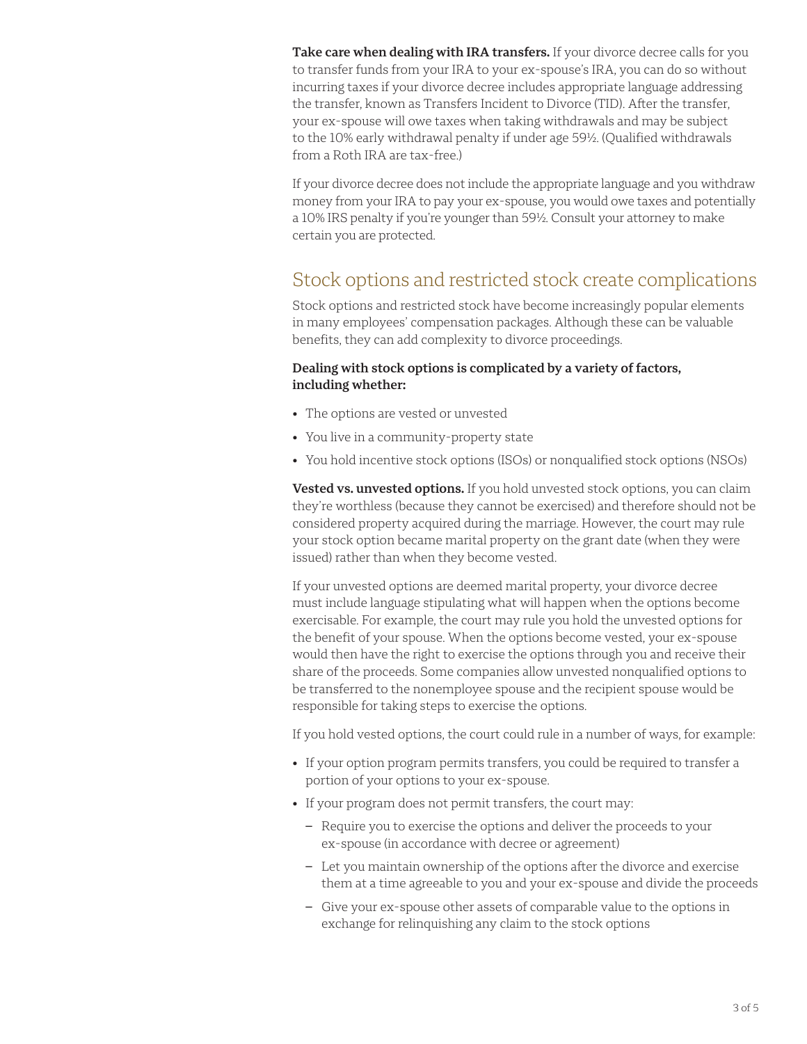**Take care when dealing with IRA transfers.** If your divorce decree calls for you to transfer funds from your IRA to your ex-spouse's IRA, you can do so without incurring taxes if your divorce decree includes appropriate language addressing the transfer, known as Transfers Incident to Divorce (TID). After the transfer, your ex-spouse will owe taxes when taking withdrawals and may be subject to the 10% early withdrawal penalty if under age 59½. (Qualified withdrawals from a Roth IRA are tax-free.)

If your divorce decree does not include the appropriate language and you withdraw money from your IRA to pay your ex-spouse, you would owe taxes and potentially a 10% IRS penalty if you're younger than 59½. Consult your attorney to make certain you are protected.

## Stock options and restricted stock create complications

Stock options and restricted stock have become increasingly popular elements in many employees' compensation packages. Although these can be valuable benefits, they can add complexity to divorce proceedings.

**Dealing with stock options is complicated by a variety of factors, including whether:**

- The options are vested or unvested
- You live in a community-property state
- You hold incentive stock options (ISOs) or nonqualified stock options (NSOs)

**Vested vs. unvested options.** If you hold unvested stock options, you can claim they're worthless (because they cannot be exercised) and therefore should not be considered property acquired during the marriage. However, the court may rule your stock option became marital property on the grant date (when they were issued) rather than when they become vested.

If your unvested options are deemed marital property, your divorce decree must include language stipulating what will happen when the options become exercisable. For example, the court may rule you hold the unvested options for the benefit of your spouse. When the options become vested, your ex-spouse would then have the right to exercise the options through you and receive their share of the proceeds. Some companies allow unvested nonqualified options to be transferred to the nonemployee spouse and the recipient spouse would be responsible for taking steps to exercise the options.

If you hold vested options, the court could rule in a number of ways, for example:

- If your option program permits transfers, you could be required to transfer a portion of your options to your ex-spouse.
- If your program does not permit transfers, the court may:
  - Require you to exercise the options and deliver the proceeds to your ex-spouse (in accordance with decree or agreement)
  - Let you maintain ownership of the options after the divorce and exercise them at a time agreeable to you and your ex-spouse and divide the proceeds
  - Give your ex-spouse other assets of comparable value to the options in exchange for relinquishing any claim to the stock options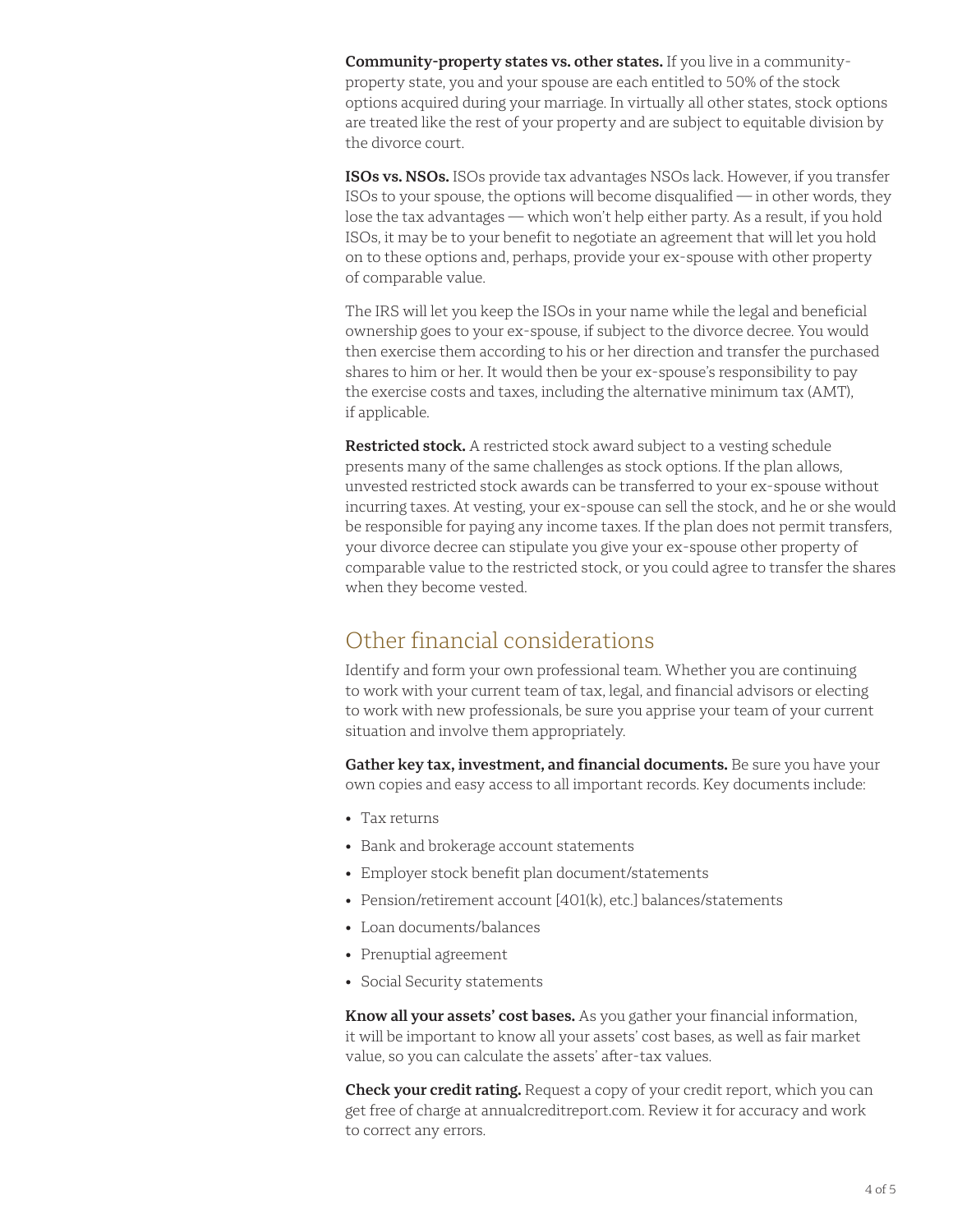**Community-property states vs. other states.** If you live in a community-property state, you and your spouse are each entitled to 50% of the stock options acquired during your marriage. In virtually all other states, stock options are treated like the rest of your property and are subject to equitable division by the divorce court.

**ISOs vs. NSOs.** ISOs provide tax advantages NSOs lack. However, if you transfer ISOs to your spouse, the options will become disqualified — in other words, they lose the tax advantages — which won't help either party. As a result, if you hold ISOs, it may be to your benefit to negotiate an agreement that will let you hold on to these options and, perhaps, provide your ex-spouse with other property of comparable value.

The IRS will let you keep the ISOs in your name while the legal and beneficial ownership goes to your ex-spouse, if subject to the divorce decree. You would then exercise them according to his or her direction and transfer the purchased shares to him or her. It would then be your ex-spouse's responsibility to pay the exercise costs and taxes, including the alternative minimum tax (AMT), if applicable.

**Restricted stock.** A restricted stock award subject to a vesting schedule presents many of the same challenges as stock options. If the plan allows, unvested restricted stock awards can be transferred to your ex-spouse without incurring taxes. At vesting, your ex-spouse can sell the stock, and he or she would be responsible for paying any income taxes. If the plan does not permit transfers, your divorce decree can stipulate you give your ex-spouse other property of comparable value to the restricted stock, or you could agree to transfer the shares when they become vested.

## Other financial considerations

Identify and form your own professional team. Whether you are continuing to work with your current team of tax, legal, and financial advisors or electing to work with new professionals, be sure you apprise your team of your current situation and involve them appropriately.

**Gather key tax, investment, and financial documents.** Be sure you have your own copies and easy access to all important records. Key documents include:

- Tax returns
- Bank and brokerage account statements
- Employer stock benefit plan document/statements
- Pension/retirement account [401(k), etc.] balances/statements
- Loan documents/balances
- Prenuptial agreement
- Social Security statements

**Know all your assets' cost bases.** As you gather your financial information, it will be important to know all your assets' cost bases, as well as fair market value, so you can calculate the assets' after-tax values.

**Check your credit rating.** Request a copy of your credit report, which you can get free of charge at annualcreditreport.com. Review it for accuracy and work to correct any errors.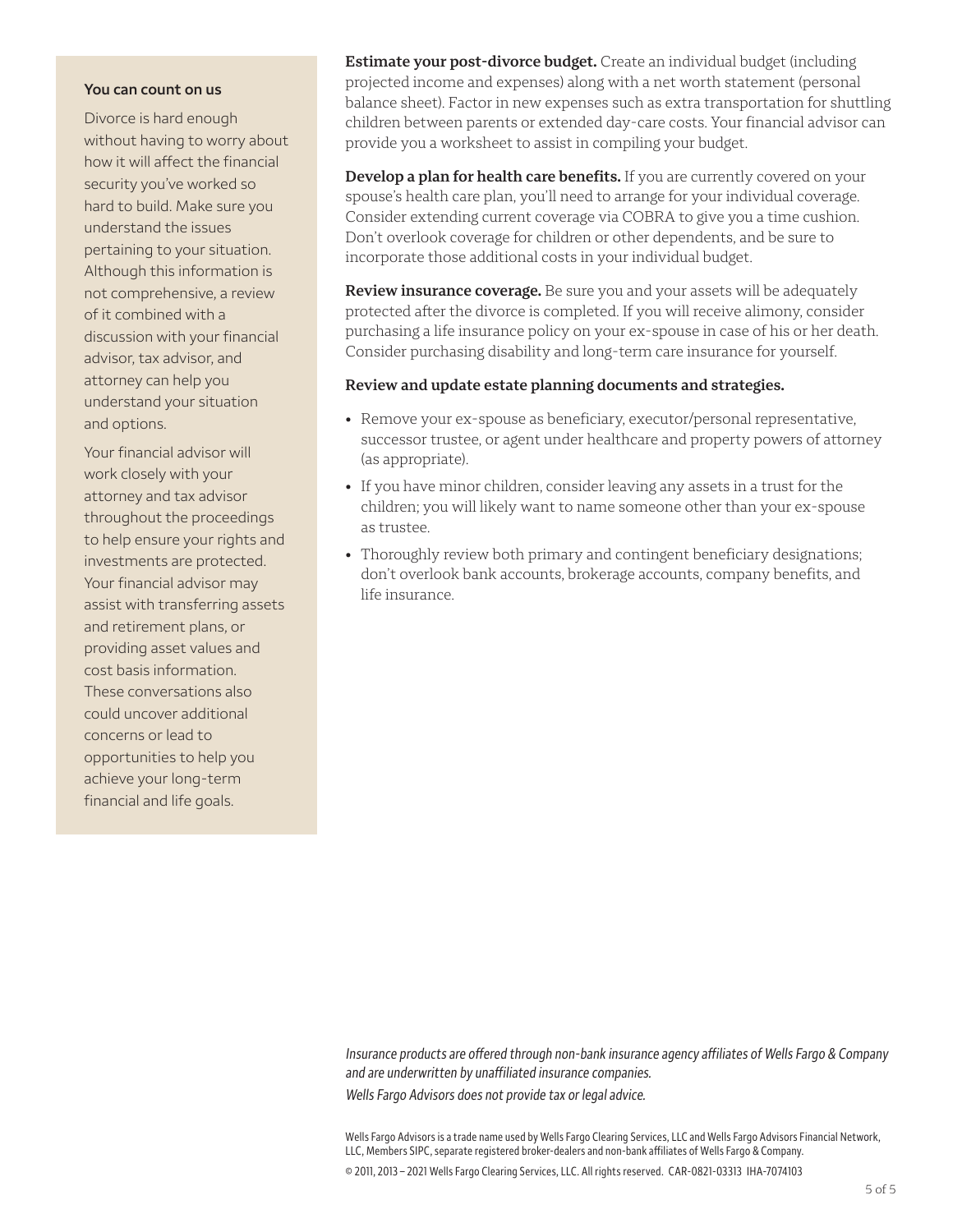### You can count on us

Divorce is hard enough without having to worry about how it will affect the financial security you've worked so hard to build. Make sure you understand the issues pertaining to your situation. Although this information is not comprehensive, a review of it combined with a discussion with your financial advisor, tax advisor, and attorney can help you understand your situation and options.

Your financial advisor will work closely with your attorney and tax advisor throughout the proceedings to help ensure your rights and investments are protected. Your financial advisor may assist with transferring assets and retirement plans, or providing asset values and cost basis information. These conversations also could uncover additional concerns or lead to opportunities to help you achieve your long-term financial and life goals.

**Estimate your post-divorce budget.** Create an individual budget (including projected income and expenses) along with a net worth statement (personal balance sheet). Factor in new expenses such as extra transportation for shuttling children between parents or extended day-care costs. Your financial advisor can provide you a worksheet to assist in compiling your budget.

**Develop a plan for health care benefits.** If you are currently covered on your spouse's health care plan, you'll need to arrange for your individual coverage. Consider extending current coverage via COBRA to give you a time cushion. Don't overlook coverage for children or other dependents, and be sure to incorporate those additional costs in your individual budget.

**Review insurance coverage.** Be sure you and your assets will be adequately protected after the divorce is completed. If you will receive alimony, consider purchasing a life insurance policy on your ex-spouse in case of his or her death. Consider purchasing disability and long-term care insurance for yourself.

**Review and update estate planning documents and strategies.**

- Remove your ex-spouse as beneficiary, executor/personal representative, successor trustee, or agent under healthcare and property powers of attorney (as appropriate).
- If you have minor children, consider leaving any assets in a trust for the children; you will likely want to name someone other than your ex-spouse as trustee.
- Thoroughly review both primary and contingent beneficiary designations; don't overlook bank accounts, brokerage accounts, company benefits, and life insurance.

*Insurance products are offered through non-bank insurance agency affiliates of Wells Fargo & Company and are underwritten by unaffiliated insurance companies.*

*Wells Fargo Advisors does not provide tax or legal advice.*

Wells Fargo Advisors is a trade name used by Wells Fargo Clearing Services, LLC and Wells Fargo Advisors Financial Network, LLC, Members SIPC, separate registered broker-dealers and non-bank affiliates of Wells Fargo & Company.

© 2011, 2013 – 2021 Wells Fargo Clearing Services, LLC. All rights reserved. CAR-0821-03313 IHA-7074103